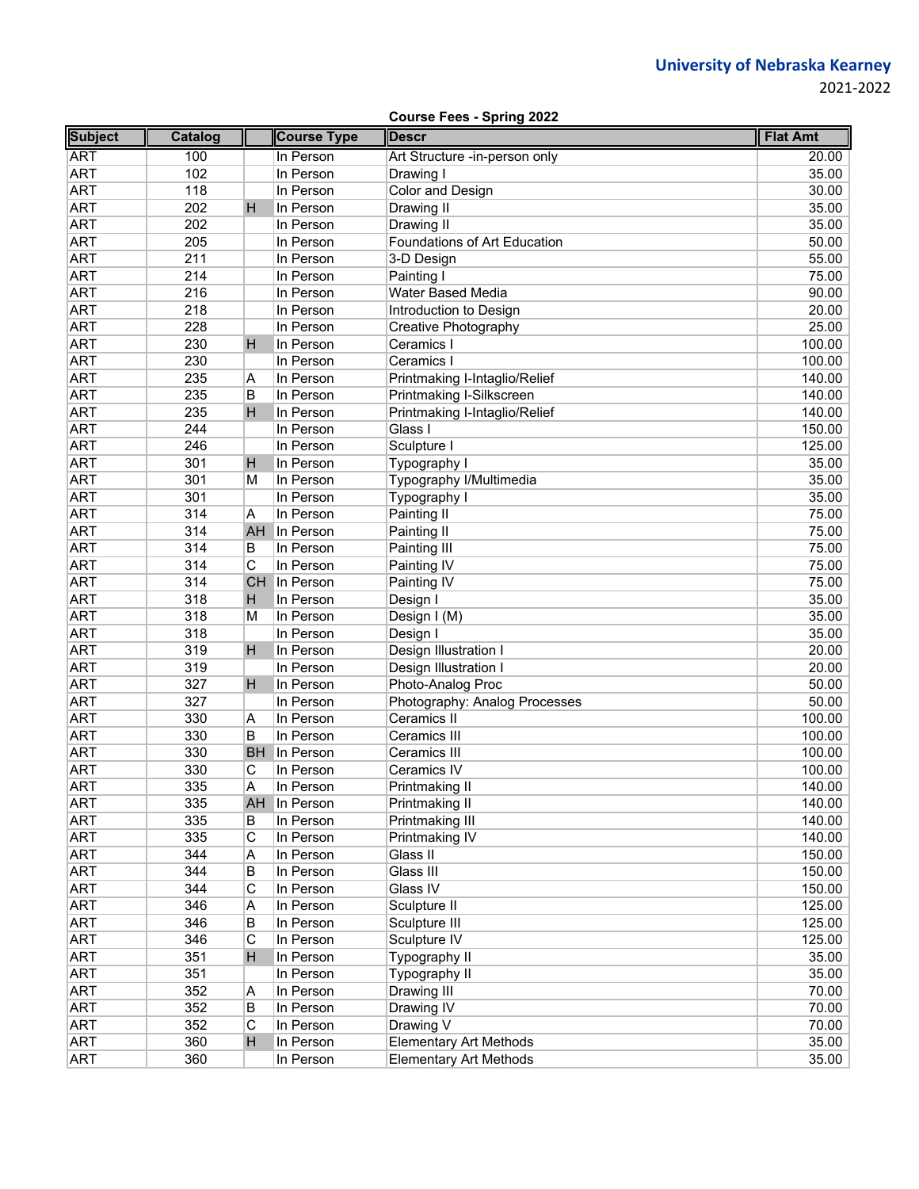**University of Nebraska Kearney**
2021-2022

**Course Fees - Spring 2022**

| Subject | Catalog | | Course Type | Descr | Flat Amt |
|---|---|---|---|---|---|
| ART | 100 | | In Person | Art Structure -in-person only | 20.00 |
| ART | 102 | | In Person | Drawing I | 35.00 |
| ART | 118 | | In Person | Color and Design | 30.00 |
| ART | 202 | H | In Person | Drawing II | 35.00 |
| ART | 202 | | In Person | Drawing II | 35.00 |
| ART | 205 | | In Person | Foundations of Art Education | 50.00 |
| ART | 211 | | In Person | 3-D Design | 55.00 |
| ART | 214 | | In Person | Painting I | 75.00 |
| ART | 216 | | In Person | Water Based Media | 90.00 |
| ART | 218 | | In Person | Introduction to Design | 20.00 |
| ART | 228 | | In Person | Creative Photography | 25.00 |
| ART | 230 | H | In Person | Ceramics I | 100.00 |
| ART | 230 | | In Person | Ceramics I | 100.00 |
| ART | 235 | A | In Person | Printmaking I-Intaglio/Relief | 140.00 |
| ART | 235 | B | In Person | Printmaking I-Silkscreen | 140.00 |
| ART | 235 | H | In Person | Printmaking I-Intaglio/Relief | 140.00 |
| ART | 244 | | In Person | Glass I | 150.00 |
| ART | 246 | | In Person | Sculpture I | 125.00 |
| ART | 301 | H | In Person | Typography I | 35.00 |
| ART | 301 | M | In Person | Typography I/Multimedia | 35.00 |
| ART | 301 | | In Person | Typography I | 35.00 |
| ART | 314 | A | In Person | Painting II | 75.00 |
| ART | 314 | AH | In Person | Painting II | 75.00 |
| ART | 314 | B | In Person | Painting III | 75.00 |
| ART | 314 | C | In Person | Painting IV | 75.00 |
| ART | 314 | CH | In Person | Painting IV | 75.00 |
| ART | 318 | H | In Person | Design I | 35.00 |
| ART | 318 | M | In Person | Design I (M) | 35.00 |
| ART | 318 | | In Person | Design I | 35.00 |
| ART | 319 | H | In Person | Design Illustration I | 20.00 |
| ART | 319 | | In Person | Design Illustration I | 20.00 |
| ART | 327 | H | In Person | Photo-Analog Proc | 50.00 |
| ART | 327 | | In Person | Photography: Analog Processes | 50.00 |
| ART | 330 | A | In Person | Ceramics II | 100.00 |
| ART | 330 | B | In Person | Ceramics III | 100.00 |
| ART | 330 | BH | In Person | Ceramics III | 100.00 |
| ART | 330 | C | In Person | Ceramics IV | 100.00 |
| ART | 335 | A | In Person | Printmaking II | 140.00 |
| ART | 335 | AH | In Person | Printmaking II | 140.00 |
| ART | 335 | B | In Person | Printmaking III | 140.00 |
| ART | 335 | C | In Person | Printmaking IV | 140.00 |
| ART | 344 | A | In Person | Glass II | 150.00 |
| ART | 344 | B | In Person | Glass III | 150.00 |
| ART | 344 | C | In Person | Glass IV | 150.00 |
| ART | 346 | A | In Person | Sculpture II | 125.00 |
| ART | 346 | B | In Person | Sculpture III | 125.00 |
| ART | 346 | C | In Person | Sculpture IV | 125.00 |
| ART | 351 | H | In Person | Typography II | 35.00 |
| ART | 351 | | In Person | Typography II | 35.00 |
| ART | 352 | A | In Person | Drawing III | 70.00 |
| ART | 352 | B | In Person | Drawing IV | 70.00 |
| ART | 352 | C | In Person | Drawing V | 70.00 |
| ART | 360 | H | In Person | Elementary Art Methods | 35.00 |
| ART | 360 | | In Person | Elementary Art Methods | 35.00 |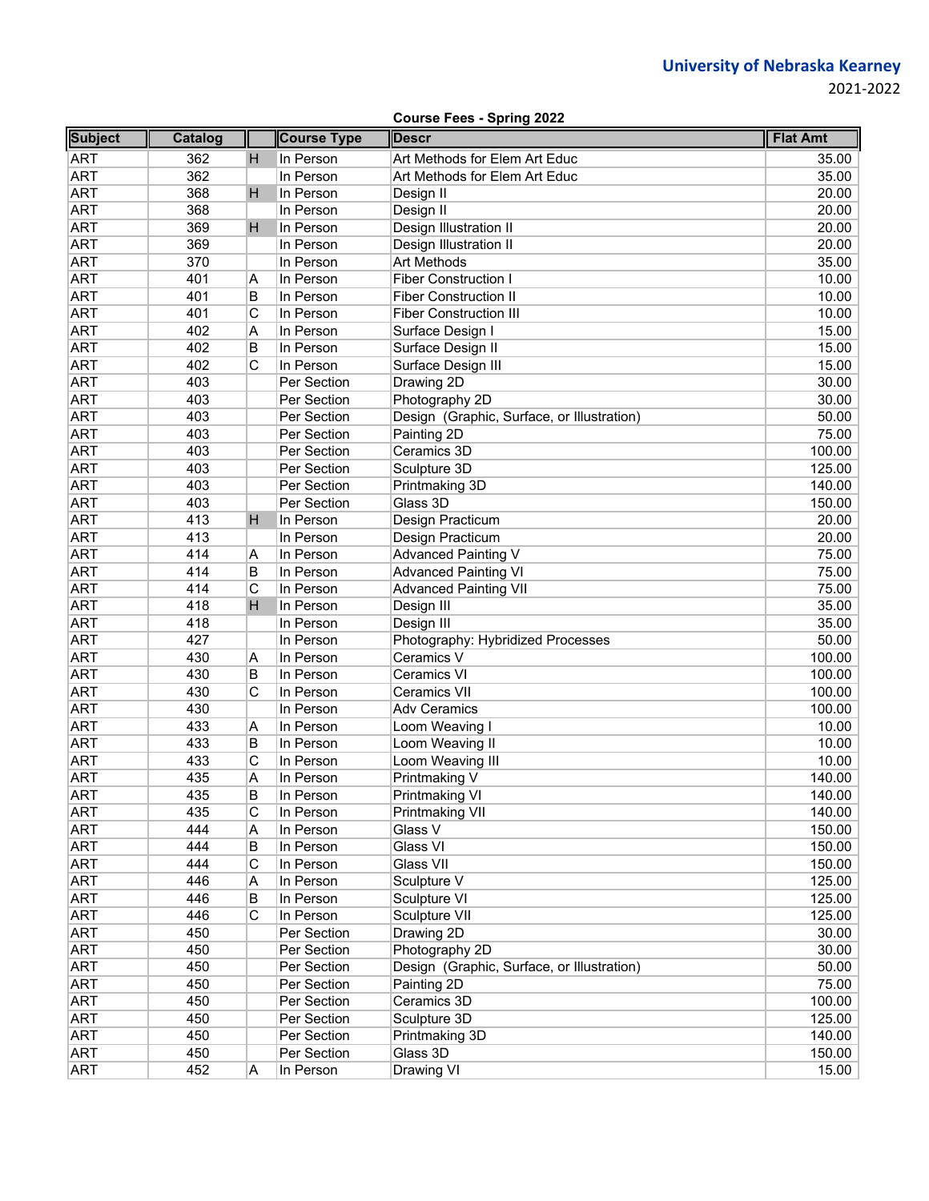**University of Nebraska Kearney**
2021-2022

**Course Fees - Spring 2022**

| Subject | Catalog | | Course Type | Descr | Flat Amt |
|---|---|---|---|---|---|
| ART | 362 | H | In Person | Art Methods for Elem Art Educ | 35.00 |
| ART | 362 | | In Person | Art Methods for Elem Art Educ | 35.00 |
| ART | 368 | H | In Person | Design II | 20.00 |
| ART | 368 | | In Person | Design II | 20.00 |
| ART | 369 | H | In Person | Design Illustration II | 20.00 |
| ART | 369 | | In Person | Design Illustration II | 20.00 |
| ART | 370 | | In Person | Art Methods | 35.00 |
| ART | 401 | A | In Person | Fiber Construction I | 10.00 |
| ART | 401 | B | In Person | Fiber Construction II | 10.00 |
| ART | 401 | C | In Person | Fiber Construction III | 10.00 |
| ART | 402 | A | In Person | Surface Design I | 15.00 |
| ART | 402 | B | In Person | Surface Design II | 15.00 |
| ART | 402 | C | In Person | Surface Design III | 15.00 |
| ART | 403 | | Per Section | Drawing 2D | 30.00 |
| ART | 403 | | Per Section | Photography 2D | 30.00 |
| ART | 403 | | Per Section | Design (Graphic, Surface, or Illustration) | 50.00 |
| ART | 403 | | Per Section | Painting 2D | 75.00 |
| ART | 403 | | Per Section | Ceramics 3D | 100.00 |
| ART | 403 | | Per Section | Sculpture 3D | 125.00 |
| ART | 403 | | Per Section | Printmaking 3D | 140.00 |
| ART | 403 | | Per Section | Glass 3D | 150.00 |
| ART | 413 | H | In Person | Design Practicum | 20.00 |
| ART | 413 | | In Person | Design Practicum | 20.00 |
| ART | 414 | A | In Person | Advanced Painting V | 75.00 |
| ART | 414 | B | In Person | Advanced Painting VI | 75.00 |
| ART | 414 | C | In Person | Advanced Painting VII | 75.00 |
| ART | 418 | H | In Person | Design III | 35.00 |
| ART | 418 | | In Person | Design III | 35.00 |
| ART | 427 | | In Person | Photography: Hybridized Processes | 50.00 |
| ART | 430 | A | In Person | Ceramics V | 100.00 |
| ART | 430 | B | In Person | Ceramics VI | 100.00 |
| ART | 430 | C | In Person | Ceramics VII | 100.00 |
| ART | 430 | | In Person | Adv Ceramics | 100.00 |
| ART | 433 | A | In Person | Loom Weaving I | 10.00 |
| ART | 433 | B | In Person | Loom Weaving II | 10.00 |
| ART | 433 | C | In Person | Loom Weaving III | 10.00 |
| ART | 435 | A | In Person | Printmaking V | 140.00 |
| ART | 435 | B | In Person | Printmaking VI | 140.00 |
| ART | 435 | C | In Person | Printmaking VII | 140.00 |
| ART | 444 | A | In Person | Glass V | 150.00 |
| ART | 444 | B | In Person | Glass VI | 150.00 |
| ART | 444 | C | In Person | Glass VII | 150.00 |
| ART | 446 | A | In Person | Sculpture V | 125.00 |
| ART | 446 | B | In Person | Sculpture VI | 125.00 |
| ART | 446 | C | In Person | Sculpture VII | 125.00 |
| ART | 450 | | Per Section | Drawing 2D | 30.00 |
| ART | 450 | | Per Section | Photography 2D | 30.00 |
| ART | 450 | | Per Section | Design (Graphic, Surface, or Illustration) | 50.00 |
| ART | 450 | | Per Section | Painting 2D | 75.00 |
| ART | 450 | | Per Section | Ceramics 3D | 100.00 |
| ART | 450 | | Per Section | Sculpture 3D | 125.00 |
| ART | 450 | | Per Section | Printmaking 3D | 140.00 |
| ART | 450 | | Per Section | Glass 3D | 150.00 |
| ART | 452 | A | In Person | Drawing VI | 15.00 |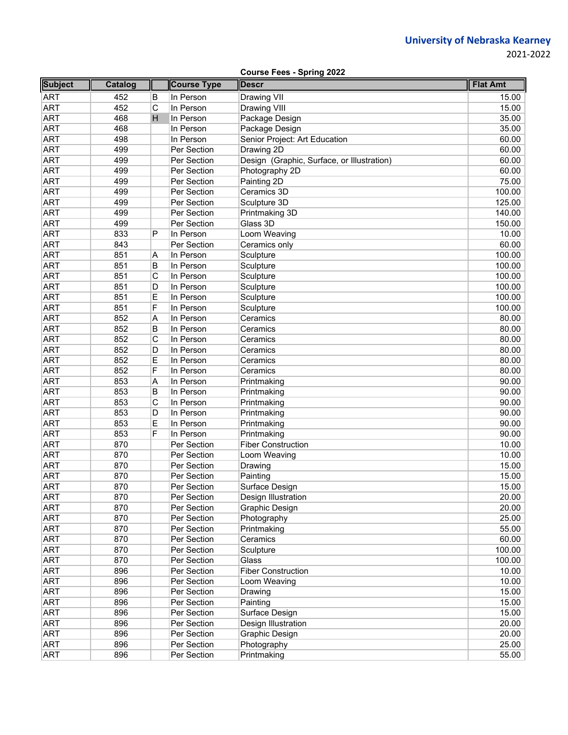University of Nebraska Kearney
2021-2022

**Course Fees - Spring 2022**

| Subject | Catalog | | Course Type | Descr | Flat Amt |
|---|---|---|---|---|---|
| ART | 452 | B | In Person | Drawing VII | 15.00 |
| ART | 452 | C | In Person | Drawing VIII | 15.00 |
| ART | 468 | H | In Person | Package Design | 35.00 |
| ART | 468 | | In Person | Package Design | 35.00 |
| ART | 498 | | In Person | Senior Project: Art Education | 60.00 |
| ART | 499 | | Per Section | Drawing 2D | 60.00 |
| ART | 499 | | Per Section | Design (Graphic, Surface, or Illustration) | 60.00 |
| ART | 499 | | Per Section | Photography 2D | 60.00 |
| ART | 499 | | Per Section | Painting 2D | 75.00 |
| ART | 499 | | Per Section | Ceramics 3D | 100.00 |
| ART | 499 | | Per Section | Sculpture 3D | 125.00 |
| ART | 499 | | Per Section | Printmaking 3D | 140.00 |
| ART | 499 | | Per Section | Glass 3D | 150.00 |
| ART | 833 | P | In Person | Loom Weaving | 10.00 |
| ART | 843 | | Per Section | Ceramics only | 60.00 |
| ART | 851 | A | In Person | Sculpture | 100.00 |
| ART | 851 | B | In Person | Sculpture | 100.00 |
| ART | 851 | C | In Person | Sculpture | 100.00 |
| ART | 851 | D | In Person | Sculpture | 100.00 |
| ART | 851 | E | In Person | Sculpture | 100.00 |
| ART | 851 | F | In Person | Sculpture | 100.00 |
| ART | 852 | A | In Person | Ceramics | 80.00 |
| ART | 852 | B | In Person | Ceramics | 80.00 |
| ART | 852 | C | In Person | Ceramics | 80.00 |
| ART | 852 | D | In Person | Ceramics | 80.00 |
| ART | 852 | E | In Person | Ceramics | 80.00 |
| ART | 852 | F | In Person | Ceramics | 80.00 |
| ART | 853 | A | In Person | Printmaking | 90.00 |
| ART | 853 | B | In Person | Printmaking | 90.00 |
| ART | 853 | C | In Person | Printmaking | 90.00 |
| ART | 853 | D | In Person | Printmaking | 90.00 |
| ART | 853 | E | In Person | Printmaking | 90.00 |
| ART | 853 | F | In Person | Printmaking | 90.00 |
| ART | 870 | | Per Section | Fiber Construction | 10.00 |
| ART | 870 | | Per Section | Loom Weaving | 10.00 |
| ART | 870 | | Per Section | Drawing | 15.00 |
| ART | 870 | | Per Section | Painting | 15.00 |
| ART | 870 | | Per Section | Surface Design | 15.00 |
| ART | 870 | | Per Section | Design Illustration | 20.00 |
| ART | 870 | | Per Section | Graphic Design | 20.00 |
| ART | 870 | | Per Section | Photography | 25.00 |
| ART | 870 | | Per Section | Printmaking | 55.00 |
| ART | 870 | | Per Section | Ceramics | 60.00 |
| ART | 870 | | Per Section | Sculpture | 100.00 |
| ART | 870 | | Per Section | Glass | 100.00 |
| ART | 896 | | Per Section | Fiber Construction | 10.00 |
| ART | 896 | | Per Section | Loom Weaving | 10.00 |
| ART | 896 | | Per Section | Drawing | 15.00 |
| ART | 896 | | Per Section | Painting | 15.00 |
| ART | 896 | | Per Section | Surface Design | 15.00 |
| ART | 896 | | Per Section | Design Illustration | 20.00 |
| ART | 896 | | Per Section | Graphic Design | 20.00 |
| ART | 896 | | Per Section | Photography | 25.00 |
| ART | 896 | | Per Section | Printmaking | 55.00 |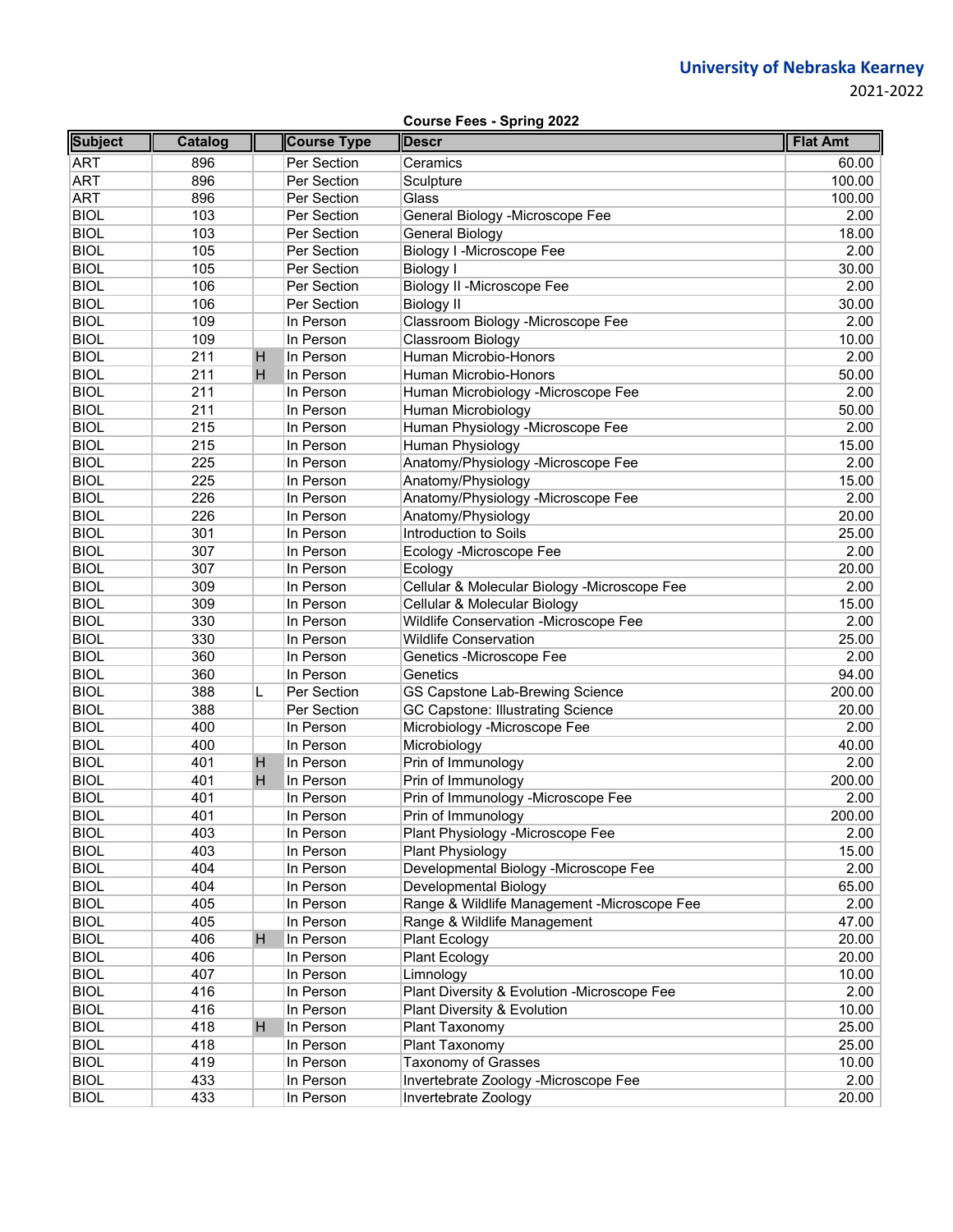**University of Nebraska Kearney**
2021-2022

**Course Fees - Spring 2022**

| Subject | Catalog | | Course Type | Descr | Flat Amt |
|---|---|---|---|---|---|
| ART | 896 | | Per Section | Ceramics | 60.00 |
| ART | 896 | | Per Section | Sculpture | 100.00 |
| ART | 896 | | Per Section | Glass | 100.00 |
| BIOL | 103 | | Per Section | General Biology -Microscope Fee | 2.00 |
| BIOL | 103 | | Per Section | General Biology | 18.00 |
| BIOL | 105 | | Per Section | Biology I -Microscope Fee | 2.00 |
| BIOL | 105 | | Per Section | Biology I | 30.00 |
| BIOL | 106 | | Per Section | Biology II -Microscope Fee | 2.00 |
| BIOL | 106 | | Per Section | Biology II | 30.00 |
| BIOL | 109 | | In Person | Classroom Biology -Microscope Fee | 2.00 |
| BIOL | 109 | | In Person | Classroom Biology | 10.00 |
| BIOL | 211 | H | In Person | Human Microbio-Honors | 2.00 |
| BIOL | 211 | H | In Person | Human Microbio-Honors | 50.00 |
| BIOL | 211 | | In Person | Human Microbiology -Microscope Fee | 2.00 |
| BIOL | 211 | | In Person | Human Microbiology | 50.00 |
| BIOL | 215 | | In Person | Human Physiology -Microscope Fee | 2.00 |
| BIOL | 215 | | In Person | Human Physiology | 15.00 |
| BIOL | 225 | | In Person | Anatomy/Physiology -Microscope Fee | 2.00 |
| BIOL | 225 | | In Person | Anatomy/Physiology | 15.00 |
| BIOL | 226 | | In Person | Anatomy/Physiology -Microscope Fee | 2.00 |
| BIOL | 226 | | In Person | Anatomy/Physiology | 20.00 |
| BIOL | 301 | | In Person | Introduction to Soils | 25.00 |
| BIOL | 307 | | In Person | Ecology -Microscope Fee | 2.00 |
| BIOL | 307 | | In Person | Ecology | 20.00 |
| BIOL | 309 | | In Person | Cellular & Molecular Biology -Microscope Fee | 2.00 |
| BIOL | 309 | | In Person | Cellular & Molecular Biology | 15.00 |
| BIOL | 330 | | In Person | Wildlife Conservation -Microscope Fee | 2.00 |
| BIOL | 330 | | In Person | Wildlife Conservation | 25.00 |
| BIOL | 360 | | In Person | Genetics -Microscope Fee | 2.00 |
| BIOL | 360 | | In Person | Genetics | 94.00 |
| BIOL | 388 | L | Per Section | GS Capstone Lab-Brewing Science | 200.00 |
| BIOL | 388 | | Per Section | GC Capstone: Illustrating Science | 20.00 |
| BIOL | 400 | | In Person | Microbiology -Microscope Fee | 2.00 |
| BIOL | 400 | | In Person | Microbiology | 40.00 |
| BIOL | 401 | H | In Person | Prin of Immunology | 2.00 |
| BIOL | 401 | H | In Person | Prin of Immunology | 200.00 |
| BIOL | 401 | | In Person | Prin of Immunology -Microscope Fee | 2.00 |
| BIOL | 401 | | In Person | Prin of Immunology | 200.00 |
| BIOL | 403 | | In Person | Plant Physiology -Microscope Fee | 2.00 |
| BIOL | 403 | | In Person | Plant Physiology | 15.00 |
| BIOL | 404 | | In Person | Developmental Biology -Microscope Fee | 2.00 |
| BIOL | 404 | | In Person | Developmental Biology | 65.00 |
| BIOL | 405 | | In Person | Range & Wildlife Management -Microscope Fee | 2.00 |
| BIOL | 405 | | In Person | Range & Wildlife Management | 47.00 |
| BIOL | 406 | H | In Person | Plant Ecology | 20.00 |
| BIOL | 406 | | In Person | Plant Ecology | 20.00 |
| BIOL | 407 | | In Person | Limnology | 10.00 |
| BIOL | 416 | | In Person | Plant Diversity & Evolution -Microscope Fee | 2.00 |
| BIOL | 416 | | In Person | Plant Diversity & Evolution | 10.00 |
| BIOL | 418 | H | In Person | Plant Taxonomy | 25.00 |
| BIOL | 418 | | In Person | Plant Taxonomy | 25.00 |
| BIOL | 419 | | In Person | Taxonomy of Grasses | 10.00 |
| BIOL | 433 | | In Person | Invertebrate Zoology -Microscope Fee | 2.00 |
| BIOL | 433 | | In Person | Invertebrate Zoology | 20.00 |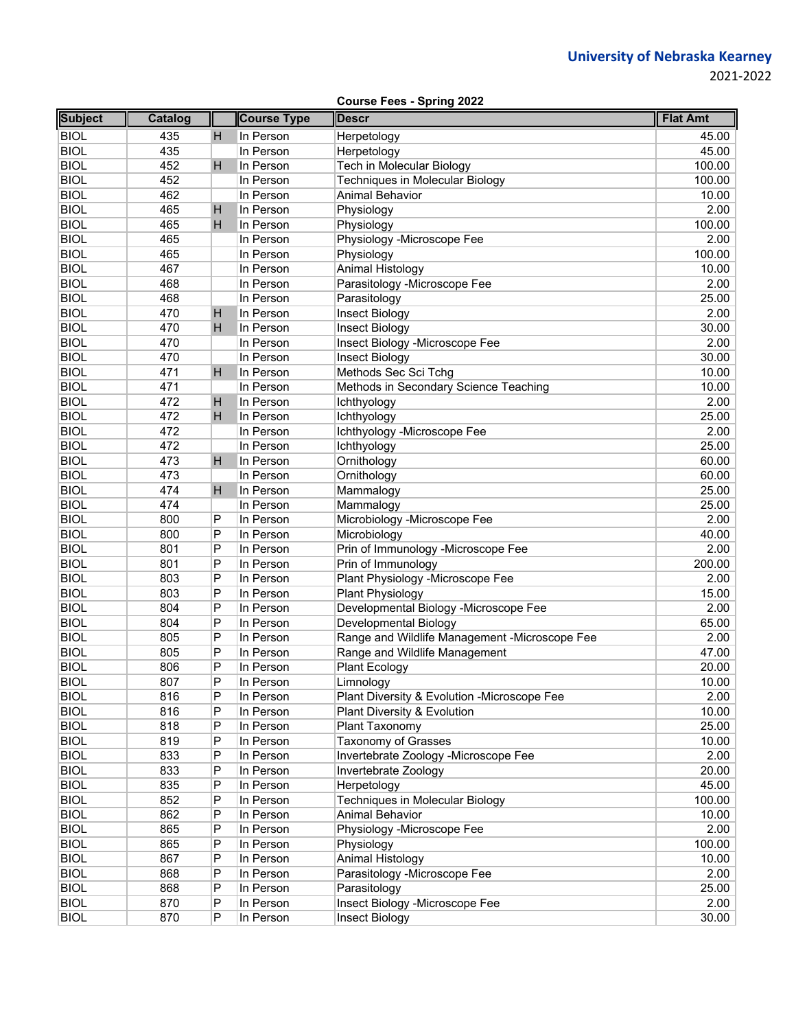**University of Nebraska Kearney**

2021-2022

**Course Fees - Spring 2022**

| Subject | Catalog | | Course Type | Descr | Flat Amt |
|---|---|---|---|---|---|
| BIOL | 435 | H | In Person | Herpetology | 45.00 |
| BIOL | 435 | | In Person | Herpetology | 45.00 |
| BIOL | 452 | H | In Person | Tech in Molecular Biology | 100.00 |
| BIOL | 452 | | In Person | Techniques in Molecular Biology | 100.00 |
| BIOL | 462 | | In Person | Animal Behavior | 10.00 |
| BIOL | 465 | H | In Person | Physiology | 2.00 |
| BIOL | 465 | H | In Person | Physiology | 100.00 |
| BIOL | 465 | | In Person | Physiology -Microscope Fee | 2.00 |
| BIOL | 465 | | In Person | Physiology | 100.00 |
| BIOL | 467 | | In Person | Animal Histology | 10.00 |
| BIOL | 468 | | In Person | Parasitology -Microscope Fee | 2.00 |
| BIOL | 468 | | In Person | Parasitology | 25.00 |
| BIOL | 470 | H | In Person | Insect Biology | 2.00 |
| BIOL | 470 | H | In Person | Insect Biology | 30.00 |
| BIOL | 470 | | In Person | Insect Biology -Microscope Fee | 2.00 |
| BIOL | 470 | | In Person | Insect Biology | 30.00 |
| BIOL | 471 | H | In Person | Methods Sec Sci Tchg | 10.00 |
| BIOL | 471 | | In Person | Methods in Secondary Science Teaching | 10.00 |
| BIOL | 472 | H | In Person | Ichthyology | 2.00 |
| BIOL | 472 | H | In Person | Ichthyology | 25.00 |
| BIOL | 472 | | In Person | Ichthyology -Microscope Fee | 2.00 |
| BIOL | 472 | | In Person | Ichthyology | 25.00 |
| BIOL | 473 | H | In Person | Ornithology | 60.00 |
| BIOL | 473 | | In Person | Ornithology | 60.00 |
| BIOL | 474 | H | In Person | Mammalogy | 25.00 |
| BIOL | 474 | | In Person | Mammalogy | 25.00 |
| BIOL | 800 | P | In Person | Microbiology -Microscope Fee | 2.00 |
| BIOL | 800 | P | In Person | Microbiology | 40.00 |
| BIOL | 801 | P | In Person | Prin of Immunology -Microscope Fee | 2.00 |
| BIOL | 801 | P | In Person | Prin of Immunology | 200.00 |
| BIOL | 803 | P | In Person | Plant Physiology -Microscope Fee | 2.00 |
| BIOL | 803 | P | In Person | Plant Physiology | 15.00 |
| BIOL | 804 | P | In Person | Developmental Biology -Microscope Fee | 2.00 |
| BIOL | 804 | P | In Person | Developmental Biology | 65.00 |
| BIOL | 805 | P | In Person | Range and Wildlife Management -Microscope Fee | 2.00 |
| BIOL | 805 | P | In Person | Range and Wildlife Management | 47.00 |
| BIOL | 806 | P | In Person | Plant Ecology | 20.00 |
| BIOL | 807 | P | In Person | Limnology | 10.00 |
| BIOL | 816 | P | In Person | Plant Diversity & Evolution -Microscope Fee | 2.00 |
| BIOL | 816 | P | In Person | Plant Diversity & Evolution | 10.00 |
| BIOL | 818 | P | In Person | Plant Taxonomy | 25.00 |
| BIOL | 819 | P | In Person | Taxonomy of Grasses | 10.00 |
| BIOL | 833 | P | In Person | Invertebrate Zoology -Microscope Fee | 2.00 |
| BIOL | 833 | P | In Person | Invertebrate Zoology | 20.00 |
| BIOL | 835 | P | In Person | Herpetology | 45.00 |
| BIOL | 852 | P | In Person | Techniques in Molecular Biology | 100.00 |
| BIOL | 862 | P | In Person | Animal Behavior | 10.00 |
| BIOL | 865 | P | In Person | Physiology -Microscope Fee | 2.00 |
| BIOL | 865 | P | In Person | Physiology | 100.00 |
| BIOL | 867 | P | In Person | Animal Histology | 10.00 |
| BIOL | 868 | P | In Person | Parasitology -Microscope Fee | 2.00 |
| BIOL | 868 | P | In Person | Parasitology | 25.00 |
| BIOL | 870 | P | In Person | Insect Biology -Microscope Fee | 2.00 |
| BIOL | 870 | P | In Person | Insect Biology | 30.00 |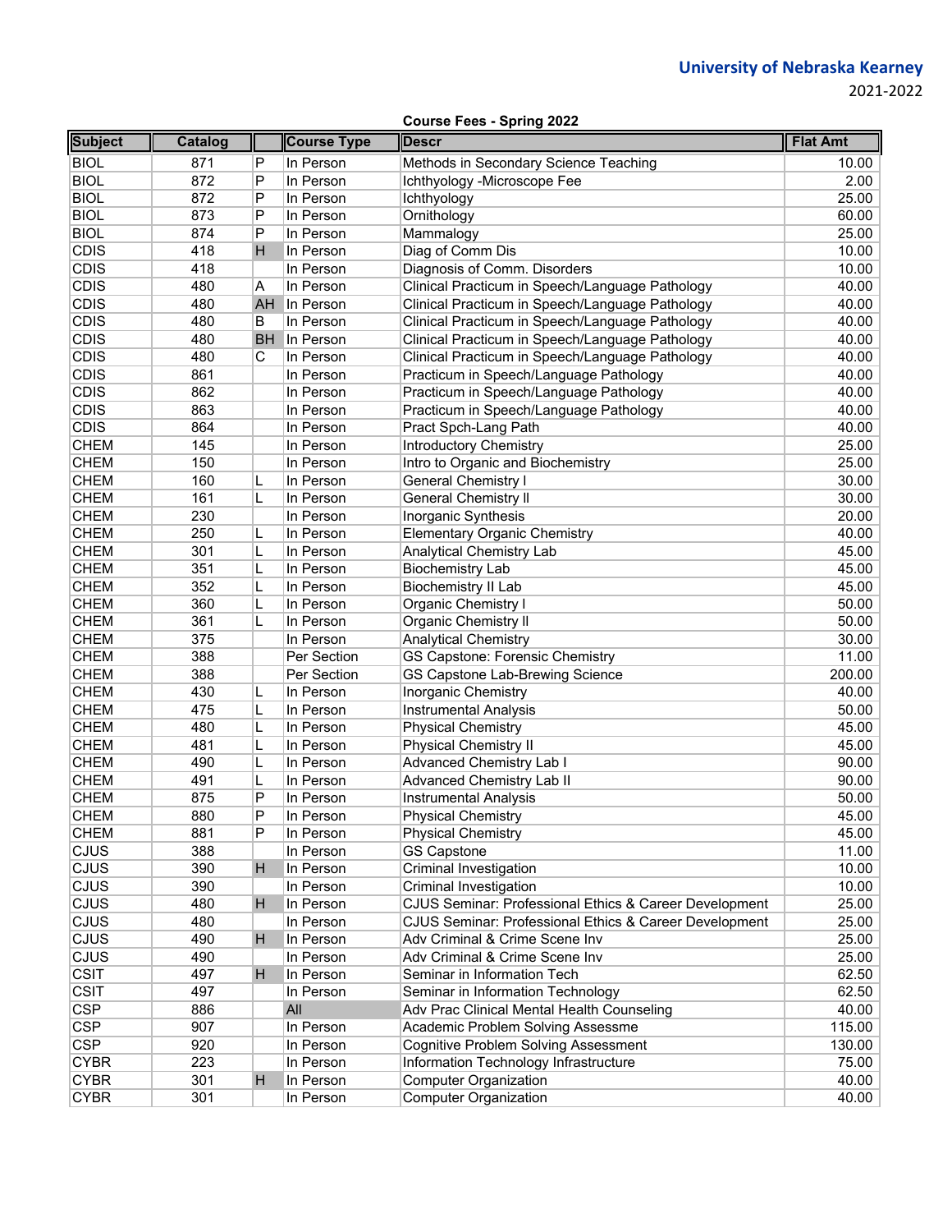**University of Nebraska Kearney**
2021-2022

**Course Fees - Spring 2022**

| Subject | Catalog | | Course Type | Descr | Flat Amt |
|---|---|---|---|---|---|
| BIOL | 871 | P | In Person | Methods in Secondary Science Teaching | 10.00 |
| BIOL | 872 | P | In Person | Ichthyology -Microscope Fee | 2.00 |
| BIOL | 872 | P | In Person | Ichthyology | 25.00 |
| BIOL | 873 | P | In Person | Ornithology | 60.00 |
| BIOL | 874 | P | In Person | Mammalogy | 25.00 |
| CDIS | 418 | H | In Person | Diag of Comm Dis | 10.00 |
| CDIS | 418 | | In Person | Diagnosis of Comm. Disorders | 10.00 |
| CDIS | 480 | A | In Person | Clinical Practicum in Speech/Language Pathology | 40.00 |
| CDIS | 480 | AH | In Person | Clinical Practicum in Speech/Language Pathology | 40.00 |
| CDIS | 480 | B | In Person | Clinical Practicum in Speech/Language Pathology | 40.00 |
| CDIS | 480 | BH | In Person | Clinical Practicum in Speech/Language Pathology | 40.00 |
| CDIS | 480 | C | In Person | Clinical Practicum in Speech/Language Pathology | 40.00 |
| CDIS | 861 | | In Person | Practicum in Speech/Language Pathology | 40.00 |
| CDIS | 862 | | In Person | Practicum in Speech/Language Pathology | 40.00 |
| CDIS | 863 | | In Person | Practicum in Speech/Language Pathology | 40.00 |
| CDIS | 864 | | In Person | Pract Spch-Lang Path | 40.00 |
| CHEM | 145 | | In Person | Introductory Chemistry | 25.00 |
| CHEM | 150 | | In Person | Intro to Organic and Biochemistry | 25.00 |
| CHEM | 160 | L | In Person | General Chemistry I | 30.00 |
| CHEM | 161 | L | In Person | General Chemistry II | 30.00 |
| CHEM | 230 | | In Person | Inorganic Synthesis | 20.00 |
| CHEM | 250 | L | In Person | Elementary Organic Chemistry | 40.00 |
| CHEM | 301 | L | In Person | Analytical Chemistry Lab | 45.00 |
| CHEM | 351 | L | In Person | Biochemistry Lab | 45.00 |
| CHEM | 352 | L | In Person | Biochemistry II Lab | 45.00 |
| CHEM | 360 | L | In Person | Organic Chemistry I | 50.00 |
| CHEM | 361 | L | In Person | Organic Chemistry II | 50.00 |
| CHEM | 375 | | In Person | Analytical Chemistry | 30.00 |
| CHEM | 388 | | Per Section | GS Capstone: Forensic Chemistry | 11.00 |
| CHEM | 388 | | Per Section | GS Capstone Lab-Brewing Science | 200.00 |
| CHEM | 430 | L | In Person | Inorganic Chemistry | 40.00 |
| CHEM | 475 | L | In Person | Instrumental Analysis | 50.00 |
| CHEM | 480 | L | In Person | Physical Chemistry | 45.00 |
| CHEM | 481 | L | In Person | Physical Chemistry II | 45.00 |
| CHEM | 490 | L | In Person | Advanced Chemistry Lab I | 90.00 |
| CHEM | 491 | L | In Person | Advanced Chemistry Lab II | 90.00 |
| CHEM | 875 | P | In Person | Instrumental Analysis | 50.00 |
| CHEM | 880 | P | In Person | Physical Chemistry | 45.00 |
| CHEM | 881 | P | In Person | Physical Chemistry | 45.00 |
| CJUS | 388 | | In Person | GS Capstone | 11.00 |
| CJUS | 390 | H | In Person | Criminal Investigation | 10.00 |
| CJUS | 390 | | In Person | Criminal Investigation | 10.00 |
| CJUS | 480 | H | In Person | CJUS Seminar: Professional Ethics & Career Development | 25.00 |
| CJUS | 480 | | In Person | CJUS Seminar: Professional Ethics & Career Development | 25.00 |
| CJUS | 490 | H | In Person | Adv Criminal & Crime Scene Inv | 25.00 |
| CJUS | 490 | | In Person | Adv Criminal & Crime Scene Inv | 25.00 |
| CSIT | 497 | H | In Person | Seminar in Information Tech | 62.50 |
| CSIT | 497 | | In Person | Seminar in Information Technology | 62.50 |
| CSP | 886 | | All | Adv Prac Clinical Mental Health Counseling | 40.00 |
| CSP | 907 | | In Person | Academic Problem Solving Assessme | 115.00 |
| CSP | 920 | | In Person | Cognitive Problem Solving Assessment | 130.00 |
| CYBR | 223 | | In Person | Information Technology Infrastructure | 75.00 |
| CYBR | 301 | H | In Person | Computer Organization | 40.00 |
| CYBR | 301 | | In Person | Computer Organization | 40.00 |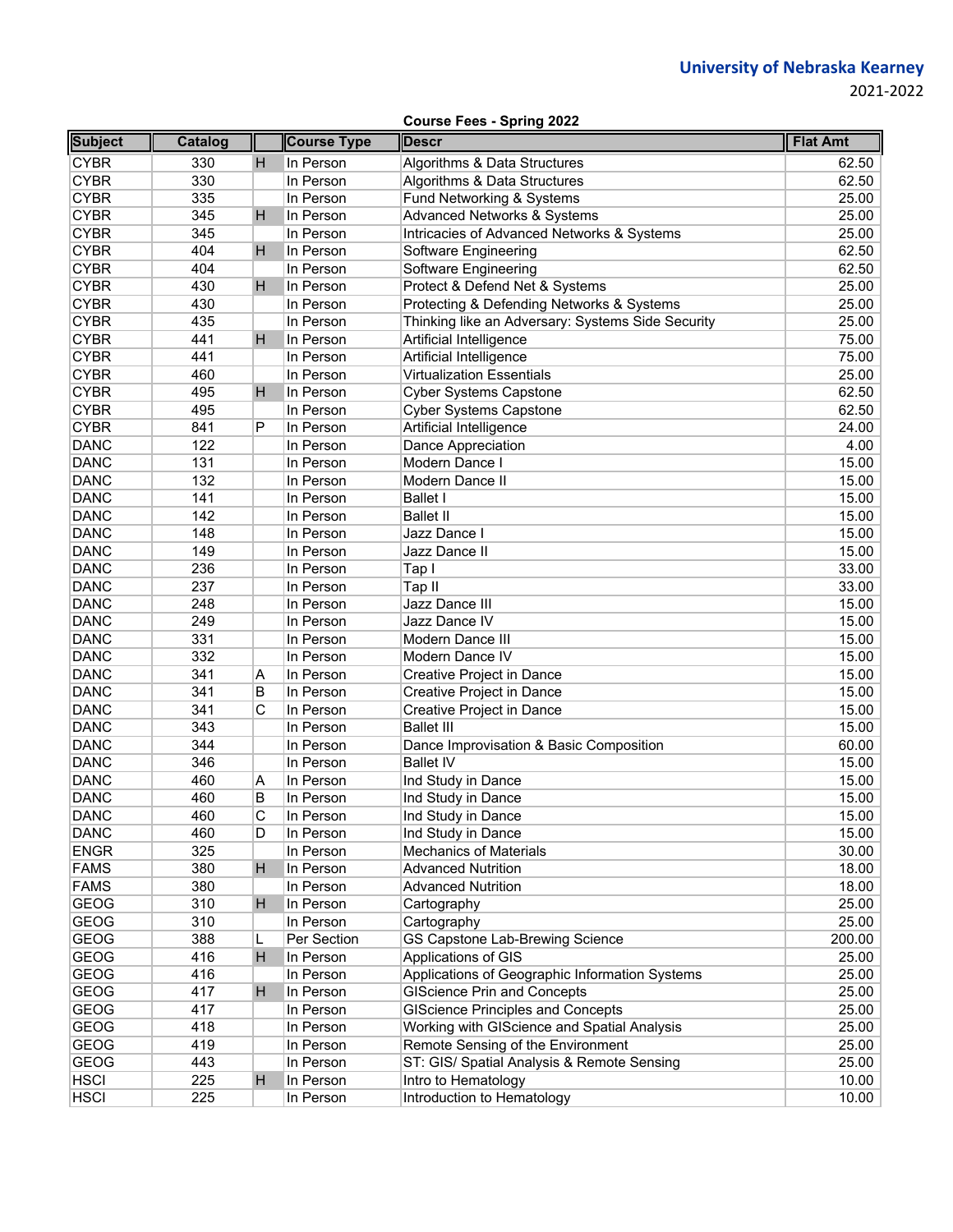**University of Nebraska Kearney**
2021-2022

**Course Fees - Spring 2022**

| Subject | Catalog | | Course Type | Descr | Flat Amt |
|---|---|---|---|---|---|
| CYBR | 330 | H | In Person | Algorithms & Data Structures | 62.50 |
| CYBR | 330 | | In Person | Algorithms & Data Structures | 62.50 |
| CYBR | 335 | | In Person | Fund Networking & Systems | 25.00 |
| CYBR | 345 | H | In Person | Advanced Networks & Systems | 25.00 |
| CYBR | 345 | | In Person | Intricacies of Advanced Networks & Systems | 25.00 |
| CYBR | 404 | H | In Person | Software Engineering | 62.50 |
| CYBR | 404 | | In Person | Software Engineering | 62.50 |
| CYBR | 430 | H | In Person | Protect & Defend Net & Systems | 25.00 |
| CYBR | 430 | | In Person | Protecting & Defending Networks & Systems | 25.00 |
| CYBR | 435 | | In Person | Thinking like an Adversary: Systems Side Security | 25.00 |
| CYBR | 441 | H | In Person | Artificial Intelligence | 75.00 |
| CYBR | 441 | | In Person | Artificial Intelligence | 75.00 |
| CYBR | 460 | | In Person | Virtualization Essentials | 25.00 |
| CYBR | 495 | H | In Person | Cyber Systems Capstone | 62.50 |
| CYBR | 495 | | In Person | Cyber Systems Capstone | 62.50 |
| CYBR | 841 | P | In Person | Artificial Intelligence | 24.00 |
| DANC | 122 | | In Person | Dance Appreciation | 4.00 |
| DANC | 131 | | In Person | Modern Dance I | 15.00 |
| DANC | 132 | | In Person | Modern Dance II | 15.00 |
| DANC | 141 | | In Person | Ballet I | 15.00 |
| DANC | 142 | | In Person | Ballet II | 15.00 |
| DANC | 148 | | In Person | Jazz Dance I | 15.00 |
| DANC | 149 | | In Person | Jazz Dance II | 15.00 |
| DANC | 236 | | In Person | Tap I | 33.00 |
| DANC | 237 | | In Person | Tap II | 33.00 |
| DANC | 248 | | In Person | Jazz Dance III | 15.00 |
| DANC | 249 | | In Person | Jazz Dance IV | 15.00 |
| DANC | 331 | | In Person | Modern Dance III | 15.00 |
| DANC | 332 | | In Person | Modern Dance IV | 15.00 |
| DANC | 341 | A | In Person | Creative Project in Dance | 15.00 |
| DANC | 341 | B | In Person | Creative Project in Dance | 15.00 |
| DANC | 341 | C | In Person | Creative Project in Dance | 15.00 |
| DANC | 343 | | In Person | Ballet III | 15.00 |
| DANC | 344 | | In Person | Dance Improvisation & Basic Composition | 60.00 |
| DANC | 346 | | In Person | Ballet IV | 15.00 |
| DANC | 460 | A | In Person | Ind Study in Dance | 15.00 |
| DANC | 460 | B | In Person | Ind Study in Dance | 15.00 |
| DANC | 460 | C | In Person | Ind Study in Dance | 15.00 |
| DANC | 460 | D | In Person | Ind Study in Dance | 15.00 |
| ENGR | 325 | | In Person | Mechanics of Materials | 30.00 |
| FAMS | 380 | H | In Person | Advanced Nutrition | 18.00 |
| FAMS | 380 | | In Person | Advanced Nutrition | 18.00 |
| GEOG | 310 | H | In Person | Cartography | 25.00 |
| GEOG | 310 | | In Person | Cartography | 25.00 |
| GEOG | 388 | L | Per Section | GS Capstone Lab-Brewing Science | 200.00 |
| GEOG | 416 | H | In Person | Applications of GIS | 25.00 |
| GEOG | 416 | | In Person | Applications of Geographic Information Systems | 25.00 |
| GEOG | 417 | H | In Person | GIScience Prin and Concepts | 25.00 |
| GEOG | 417 | | In Person | GIScience Principles and Concepts | 25.00 |
| GEOG | 418 | | In Person | Working with GIScience and Spatial Analysis | 25.00 |
| GEOG | 419 | | In Person | Remote Sensing of the Environment | 25.00 |
| GEOG | 443 | | In Person | ST: GIS/ Spatial Analysis & Remote Sensing | 25.00 |
| HSCI | 225 | H | In Person | Intro to Hematology | 10.00 |
| HSCI | 225 | | In Person | Introduction to Hematology | 10.00 |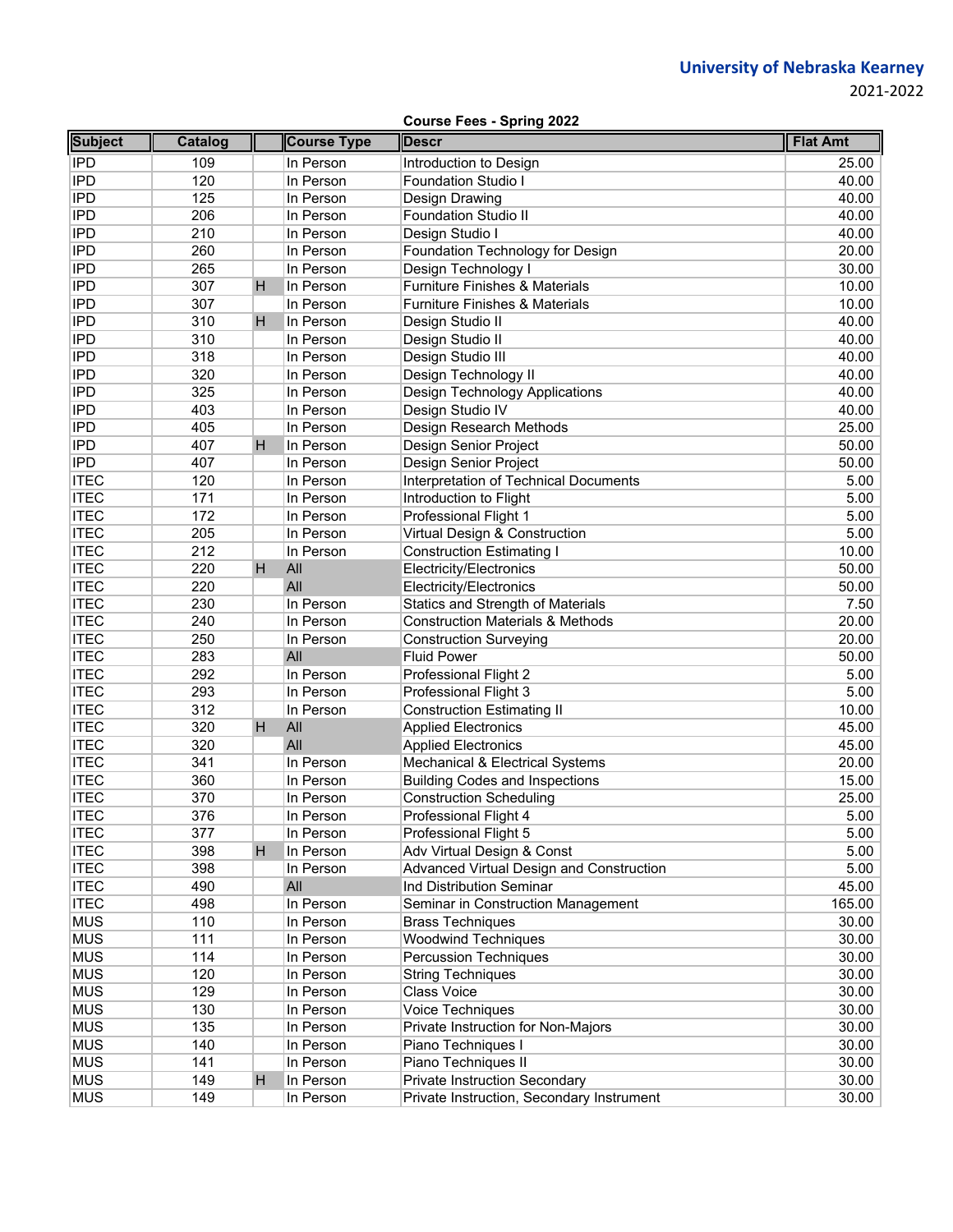University of Nebraska Kearney
2021-2022

**Course Fees - Spring 2022**

| Subject | Catalog | | Course Type | Descr | Flat Amt |
|---|---|---|---|---|---|
| IPD | 109 | | In Person | Introduction to Design | 25.00 |
| IPD | 120 | | In Person | Foundation Studio I | 40.00 |
| IPD | 125 | | In Person | Design Drawing | 40.00 |
| IPD | 206 | | In Person | Foundation Studio II | 40.00 |
| IPD | 210 | | In Person | Design Studio I | 40.00 |
| IPD | 260 | | In Person | Foundation Technology for Design | 20.00 |
| IPD | 265 | | In Person | Design Technology I | 30.00 |
| IPD | 307 | H | In Person | Furniture Finishes & Materials | 10.00 |
| IPD | 307 | | In Person | Furniture Finishes & Materials | 10.00 |
| IPD | 310 | H | In Person | Design Studio II | 40.00 |
| IPD | 310 | | In Person | Design Studio II | 40.00 |
| IPD | 318 | | In Person | Design Studio III | 40.00 |
| IPD | 320 | | In Person | Design Technology II | 40.00 |
| IPD | 325 | | In Person | Design Technology Applications | 40.00 |
| IPD | 403 | | In Person | Design Studio IV | 40.00 |
| IPD | 405 | | In Person | Design Research Methods | 25.00 |
| IPD | 407 | H | In Person | Design Senior Project | 50.00 |
| IPD | 407 | | In Person | Design Senior Project | 50.00 |
| ITEC | 120 | | In Person | Interpretation of Technical Documents | 5.00 |
| ITEC | 171 | | In Person | Introduction to Flight | 5.00 |
| ITEC | 172 | | In Person | Professional Flight 1 | 5.00 |
| ITEC | 205 | | In Person | Virtual Design & Construction | 5.00 |
| ITEC | 212 | | In Person | Construction Estimating I | 10.00 |
| ITEC | 220 | H | All | Electricity/Electronics | 50.00 |
| ITEC | 220 | | All | Electricity/Electronics | 50.00 |
| ITEC | 230 | | In Person | Statics and Strength of Materials | 7.50 |
| ITEC | 240 | | In Person | Construction Materials & Methods | 20.00 |
| ITEC | 250 | | In Person | Construction Surveying | 20.00 |
| ITEC | 283 | | All | Fluid Power | 50.00 |
| ITEC | 292 | | In Person | Professional Flight 2 | 5.00 |
| ITEC | 293 | | In Person | Professional Flight 3 | 5.00 |
| ITEC | 312 | | In Person | Construction Estimating II | 10.00 |
| ITEC | 320 | H | All | Applied Electronics | 45.00 |
| ITEC | 320 | | All | Applied Electronics | 45.00 |
| ITEC | 341 | | In Person | Mechanical & Electrical Systems | 20.00 |
| ITEC | 360 | | In Person | Building Codes and Inspections | 15.00 |
| ITEC | 370 | | In Person | Construction Scheduling | 25.00 |
| ITEC | 376 | | In Person | Professional Flight 4 | 5.00 |
| ITEC | 377 | | In Person | Professional Flight 5 | 5.00 |
| ITEC | 398 | H | In Person | Adv Virtual Design & Const | 5.00 |
| ITEC | 398 | | In Person | Advanced Virtual Design and Construction | 5.00 |
| ITEC | 490 | | All | Ind Distribution Seminar | 45.00 |
| ITEC | 498 | | In Person | Seminar in Construction Management | 165.00 |
| MUS | 110 | | In Person | Brass Techniques | 30.00 |
| MUS | 111 | | In Person | Woodwind Techniques | 30.00 |
| MUS | 114 | | In Person | Percussion Techniques | 30.00 |
| MUS | 120 | | In Person | String Techniques | 30.00 |
| MUS | 129 | | In Person | Class Voice | 30.00 |
| MUS | 130 | | In Person | Voice Techniques | 30.00 |
| MUS | 135 | | In Person | Private Instruction for Non-Majors | 30.00 |
| MUS | 140 | | In Person | Piano Techniques I | 30.00 |
| MUS | 141 | | In Person | Piano Techniques II | 30.00 |
| MUS | 149 | H | In Person | Private Instruction Secondary | 30.00 |
| MUS | 149 | | In Person | Private Instruction, Secondary Instrument | 30.00 |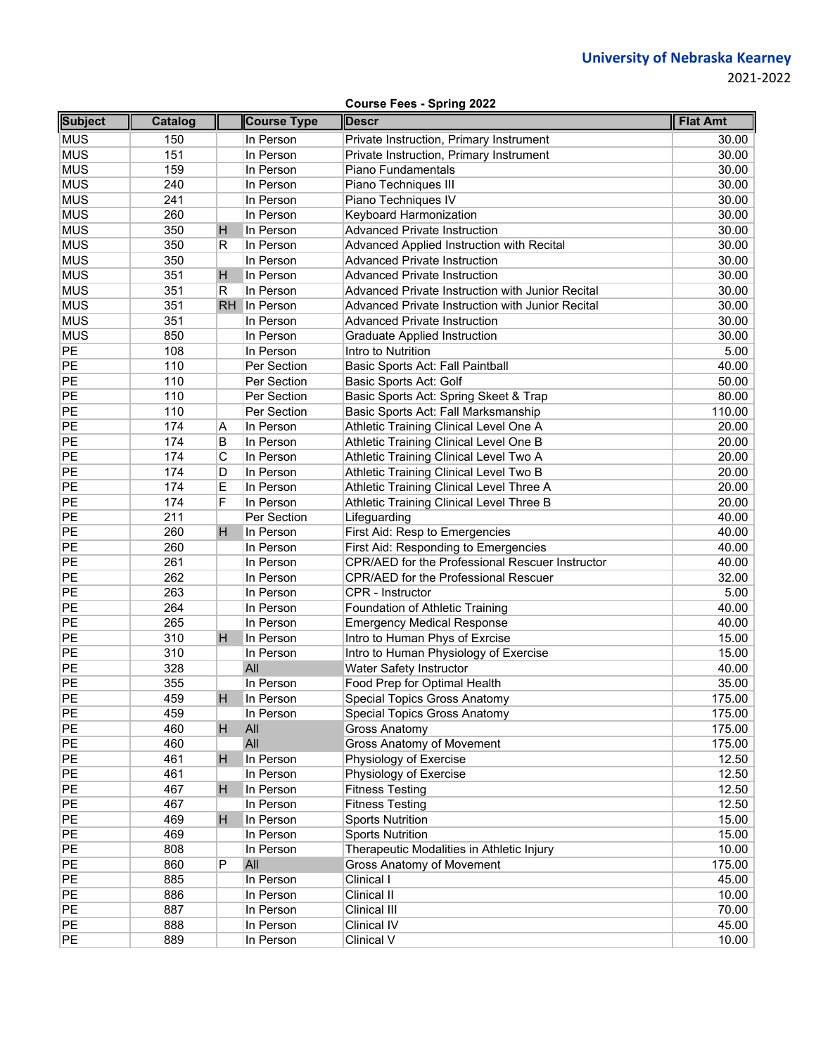**University of Nebraska Kearney**
2021-2022

**Course Fees - Spring 2022**

| Subject | Catalog | | Course Type | Descr | Flat Amt |
|---|---|---|---|---|---|
| MUS | 150 | | In Person | Private Instruction, Primary Instrument | 30.00 |
| MUS | 151 | | In Person | Private Instruction, Primary Instrument | 30.00 |
| MUS | 159 | | In Person | Piano Fundamentals | 30.00 |
| MUS | 240 | | In Person | Piano Techniques III | 30.00 |
| MUS | 241 | | In Person | Piano Techniques IV | 30.00 |
| MUS | 260 | | In Person | Keyboard Harmonization | 30.00 |
| MUS | 350 | H | In Person | Advanced Private Instruction | 30.00 |
| MUS | 350 | R | In Person | Advanced Applied Instruction with Recital | 30.00 |
| MUS | 350 | | In Person | Advanced Private Instruction | 30.00 |
| MUS | 351 | H | In Person | Advanced Private Instruction | 30.00 |
| MUS | 351 | R | In Person | Advanced Private Instruction with Junior Recital | 30.00 |
| MUS | 351 | RH | In Person | Advanced Private Instruction with Junior Recital | 30.00 |
| MUS | 351 | | In Person | Advanced Private Instruction | 30.00 |
| MUS | 850 | | In Person | Graduate Applied Instruction | 30.00 |
| PE | 108 | | In Person | Intro to Nutrition | 5.00 |
| PE | 110 | | Per Section | Basic Sports Act: Fall Paintball | 40.00 |
| PE | 110 | | Per Section | Basic Sports Act: Golf | 50.00 |
| PE | 110 | | Per Section | Basic Sports Act: Spring Skeet & Trap | 80.00 |
| PE | 110 | | Per Section | Basic Sports Act: Fall Marksmanship | 110.00 |
| PE | 174 | A | In Person | Athletic Training Clinical Level One A | 20.00 |
| PE | 174 | B | In Person | Athletic Training Clinical Level One B | 20.00 |
| PE | 174 | C | In Person | Athletic Training Clinical Level Two A | 20.00 |
| PE | 174 | D | In Person | Athletic Training Clinical Level Two B | 20.00 |
| PE | 174 | E | In Person | Athletic Training Clinical Level Three A | 20.00 |
| PE | 174 | F | In Person | Athletic Training Clinical Level Three B | 20.00 |
| PE | 211 | | Per Section | Lifeguarding | 40.00 |
| PE | 260 | H | In Person | First Aid: Resp to Emergencies | 40.00 |
| PE | 260 | | In Person | First Aid: Responding to Emergencies | 40.00 |
| PE | 261 | | In Person | CPR/AED for the Professional Rescuer Instructor | 40.00 |
| PE | 262 | | In Person | CPR/AED for the Professional Rescuer | 32.00 |
| PE | 263 | | In Person | CPR - Instructor | 5.00 |
| PE | 264 | | In Person | Foundation of Athletic Training | 40.00 |
| PE | 265 | | In Person | Emergency Medical Response | 40.00 |
| PE | 310 | H | In Person | Intro to Human Phys of Exrcise | 15.00 |
| PE | 310 | | In Person | Intro to Human Physiology of Exercise | 15.00 |
| PE | 328 | | All | Water Safety Instructor | 40.00 |
| PE | 355 | | In Person | Food Prep for Optimal Health | 35.00 |
| PE | 459 | H | In Person | Special Topics Gross Anatomy | 175.00 |
| PE | 459 | | In Person | Special Topics Gross Anatomy | 175.00 |
| PE | 460 | H | All | Gross Anatomy | 175.00 |
| PE | 460 | | All | Gross Anatomy of Movement | 175.00 |
| PE | 461 | H | In Person | Physiology of Exercise | 12.50 |
| PE | 461 | | In Person | Physiology of Exercise | 12.50 |
| PE | 467 | H | In Person | Fitness Testing | 12.50 |
| PE | 467 | | In Person | Fitness Testing | 12.50 |
| PE | 469 | H | In Person | Sports Nutrition | 15.00 |
| PE | 469 | | In Person | Sports Nutrition | 15.00 |
| PE | 808 | | In Person | Therapeutic Modalities in Athletic Injury | 10.00 |
| PE | 860 | P | All | Gross Anatomy of Movement | 175.00 |
| PE | 885 | | In Person | Clinical I | 45.00 |
| PE | 886 | | In Person | Clinical II | 10.00 |
| PE | 887 | | In Person | Clinical III | 70.00 |
| PE | 888 | | In Person | Clinical IV | 45.00 |
| PE | 889 | | In Person | Clinical V | 10.00 |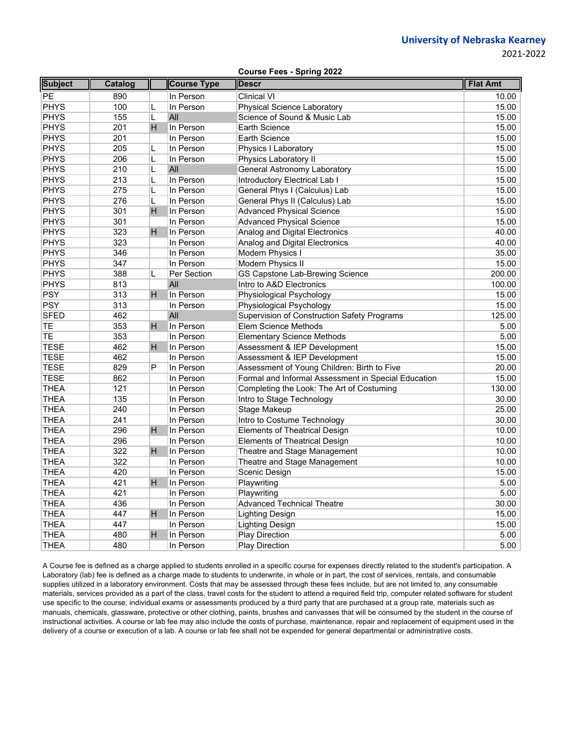University of Nebraska Kearney
2021-2022

**Course Fees - Spring 2022**

| Subject | Catalog | | Course Type | Descr | Flat Amt |
|---|---|---|---|---|---|
| PE | 890 | | In Person | Clinical VI | 10.00 |
| PHYS | 100 | L | In Person | Physical Science Laboratory | 15.00 |
| PHYS | 155 | L | All | Science of Sound & Music Lab | 15.00 |
| PHYS | 201 | H | In Person | Earth Science | 15.00 |
| PHYS | 201 | | In Person | Earth Science | 15.00 |
| PHYS | 205 | L | In Person | Physics I Laboratory | 15.00 |
| PHYS | 206 | L | In Person | Physics Laboratory II | 15.00 |
| PHYS | 210 | L | All | General Astronomy Laboratory | 15.00 |
| PHYS | 213 | L | In Person | Introductory Electrical Lab I | 15.00 |
| PHYS | 275 | L | In Person | General Phys I (Calculus) Lab | 15.00 |
| PHYS | 276 | L | In Person | General Phys II (Calculus) Lab | 15.00 |
| PHYS | 301 | H | In Person | Advanced Physical Science | 15.00 |
| PHYS | 301 | | In Person | Advanced Physical Science | 15.00 |
| PHYS | 323 | H | In Person | Analog and Digital Electronics | 40.00 |
| PHYS | 323 | | In Person | Analog and Digital Electronics | 40.00 |
| PHYS | 346 | | In Person | Modern Physics I | 35.00 |
| PHYS | 347 | | In Person | Modern Physics II | 15.00 |
| PHYS | 388 | L | Per Section | GS Capstone Lab-Brewing Science | 200.00 |
| PHYS | 813 | | All | Intro to A&D Electronics | 100.00 |
| PSY | 313 | H | In Person | Physiological Psychology | 15.00 |
| PSY | 313 | | In Person | Physiological Psychology | 15.00 |
| SFED | 462 | | All | Supervision of Construction Safety Programs | 125.00 |
| TE | 353 | H | In Person | Elem Science Methods | 5.00 |
| TE | 353 | | In Person | Elementary Science Methods | 5.00 |
| TESE | 462 | H | In Person | Assessment & IEP Development | 15.00 |
| TESE | 462 | | In Person | Assessment & IEP Development | 15.00 |
| TESE | 829 | P | In Person | Assessment of Young Children: Birth to Five | 20.00 |
| TESE | 862 | | In Person | Formal and Informal Assessment in Special Education | 15.00 |
| THEA | 121 | | In Person | Completing the Look: The Art of Costuming | 130.00 |
| THEA | 135 | | In Person | Intro to Stage Technology | 30.00 |
| THEA | 240 | | In Person | Stage Makeup | 25.00 |
| THEA | 241 | | In Person | Intro to Costume Technology | 30.00 |
| THEA | 296 | H | In Person | Elements of Theatrical Design | 10.00 |
| THEA | 296 | | In Person | Elements of Theatrical Design | 10.00 |
| THEA | 322 | H | In Person | Theatre and Stage Management | 10.00 |
| THEA | 322 | | In Person | Theatre and Stage Management | 10.00 |
| THEA | 420 | | In Person | Scenic Design | 15.00 |
| THEA | 421 | H | In Person | Playwriting | 5.00 |
| THEA | 421 | | In Person | Playwriting | 5.00 |
| THEA | 436 | | In Person | Advanced Technical Theatre | 30.00 |
| THEA | 447 | H | In Person | Lighting Design | 15.00 |
| THEA | 447 | | In Person | Lighting Design | 15.00 |
| THEA | 480 | H | In Person | Play Direction | 5.00 |
| THEA | 480 | | In Person | Play Direction | 5.00 |

A Course fee is defined as a charge applied to students enrolled in a specific course for expenses directly related to the student's participation. A Laboratory (lab) fee is defined as a charge made to students to underwrite, in whole or in part, the cost of services, rentals, and consumable supplies utilized in a laboratory environment. Costs that may be assessed through these fees include, but are not limited to, any consumable materials, services provided as a part of the class, travel costs for the student to attend a required field trip, computer related software for student use specific to the course, individual exams or assessments produced by a third party that are purchased at a group rate, materials such as manuals, chemicals, glassware, protective or other clothing, paints, brushes and canvasses that will be consumed by the student in the course of instructional activities. A course or lab fee may also include the costs of purchase, maintenance, repair and replacement of equipment used in the delivery of a course or execution of a lab. A course or lab fee shall not be expended for general departmental or administrative costs.